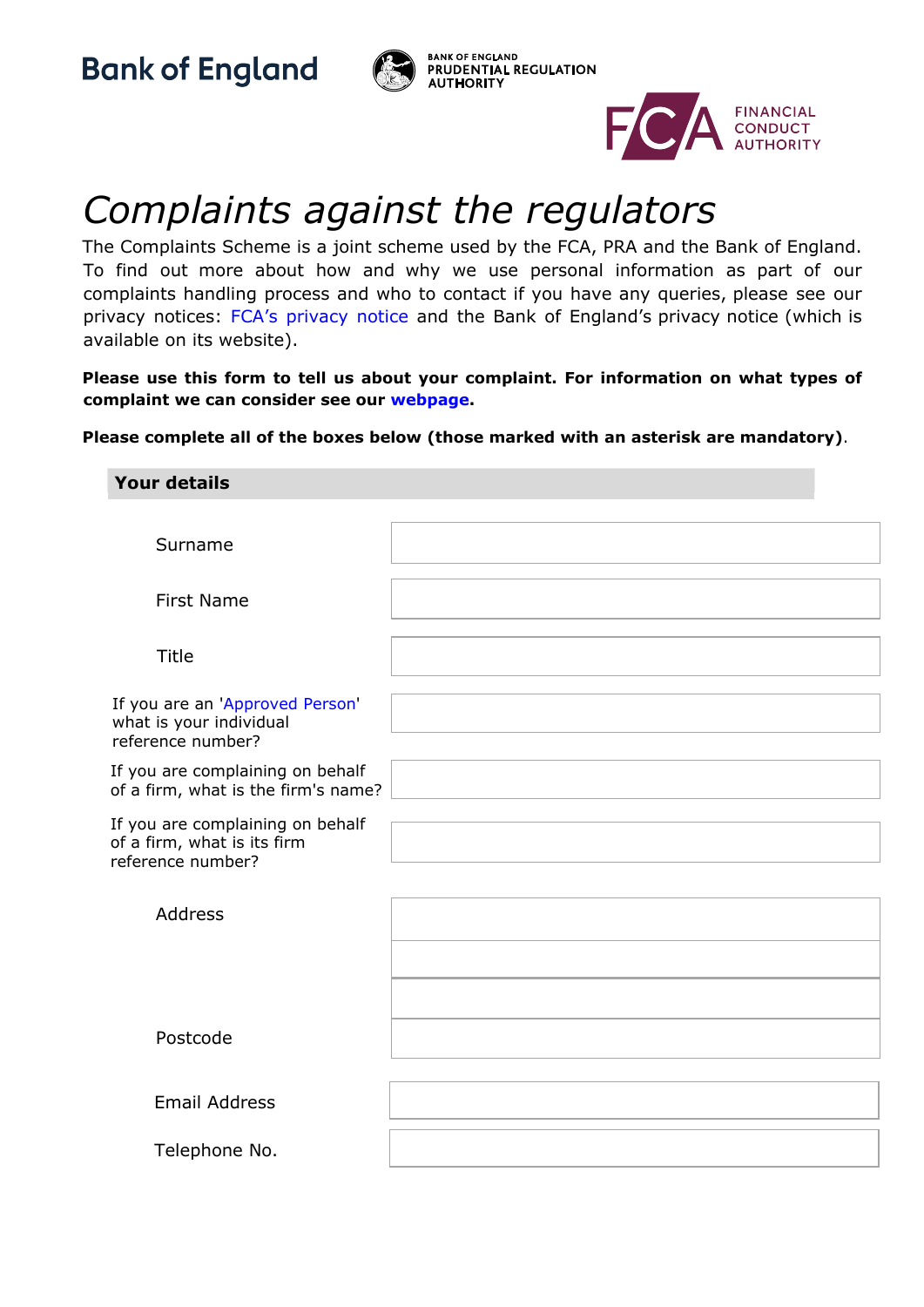Bank of England

BANK OF ENGLAND
PRUDENTIAL REGULATION
AUTHORITY

FCA FINANCIAL CONDUCT AUTHORITY

# *Complaints against the regulators*

The Complaints Scheme is a joint scheme used by the FCA, PRA and the Bank of England. To find out more about how and why we use personal information as part of our complaints handling process and who to contact if you have any queries, please see our privacy notices: FCA's privacy notice and the Bank of England's privacy notice (which is available on its website).

**Please use this form to tell us about your complaint. For information on what types of complaint we can consider see our webpage.**

**Please complete all of the boxes below (those marked with an asterisk are mandatory).**

## Your details

| | |
|---|---|
| Surname | |
| First Name | |
| Title | |
| If you are an 'Approved Person' what is your individual reference number? | |
| If you are complaining on behalf of a firm, what is the firm's name? | |
| If you are complaining on behalf of a firm, what is its firm reference number? | |
| Address | |
| | |
| | |
| Postcode | |
| Email Address | |
| Telephone No. | |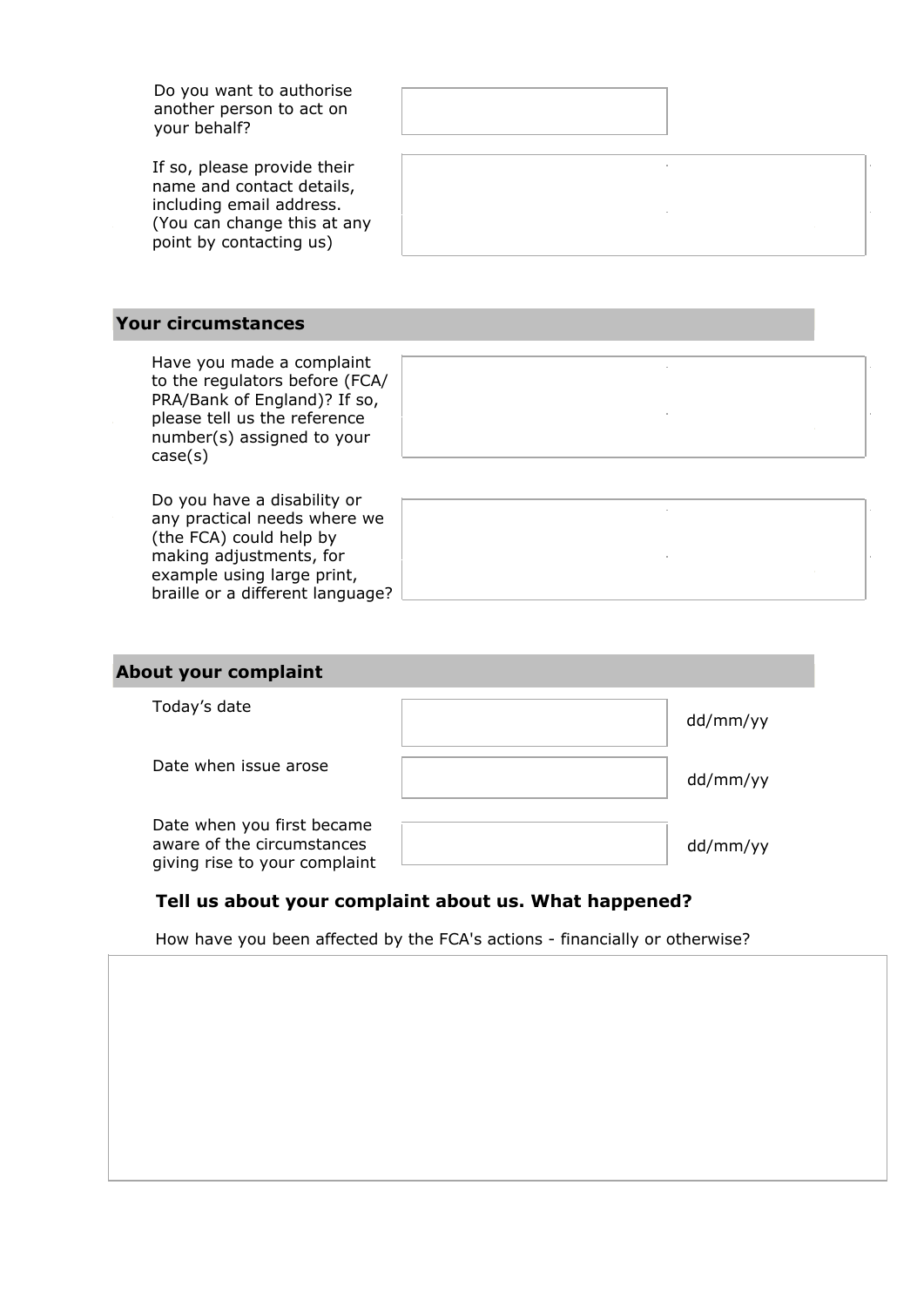Do you want to authorise another person to act on your behalf?

If so, please provide their name and contact details, including email address. (You can change this at any point by contacting us)

## Your circumstances

Have you made a complaint to the regulators before (FCA/ PRA/Bank of England)? If so, please tell us the reference number(s) assigned to your case(s)

Do you have a disability or any practical needs where we (the FCA) could help by making adjustments, for example using large print, braille or a different language?

## About your complaint

Today's date dd/mm/yy

Date when issue arose dd/mm/yy

Date when you first became aware of the circumstances giving rise to your complaint dd/mm/yy

### Tell us about your complaint about us. What happened?

How have you been affected by the FCA's actions - financially or otherwise?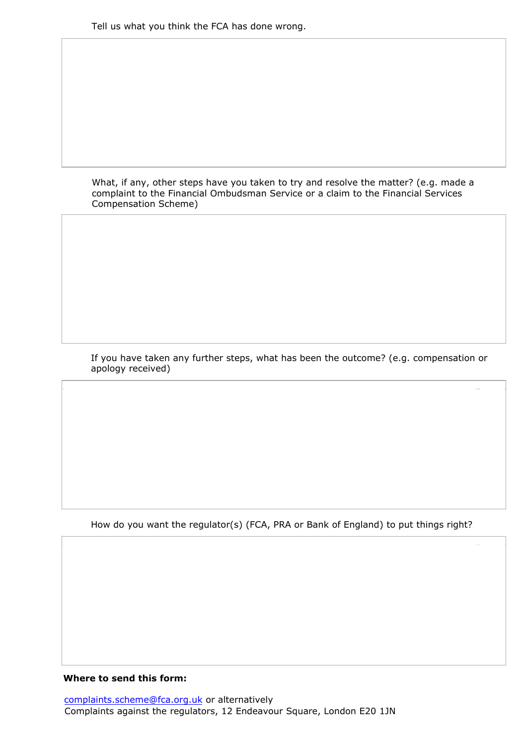Tell us what you think the FCA has done wrong.

What, if any, other steps have you taken to try and resolve the matter? (e.g. made a complaint to the Financial Ombudsman Service or a claim to the Financial Services Compensation Scheme)

If you have taken any further steps, what has been the outcome? (e.g. compensation or apology received)

How do you want the regulator(s) (FCA, PRA or Bank of England) to put things right?

**Where to send this form:**

complaints.scheme@fca.org.uk or alternatively
Complaints against the regulators, 12 Endeavour Square, London E20 1JN